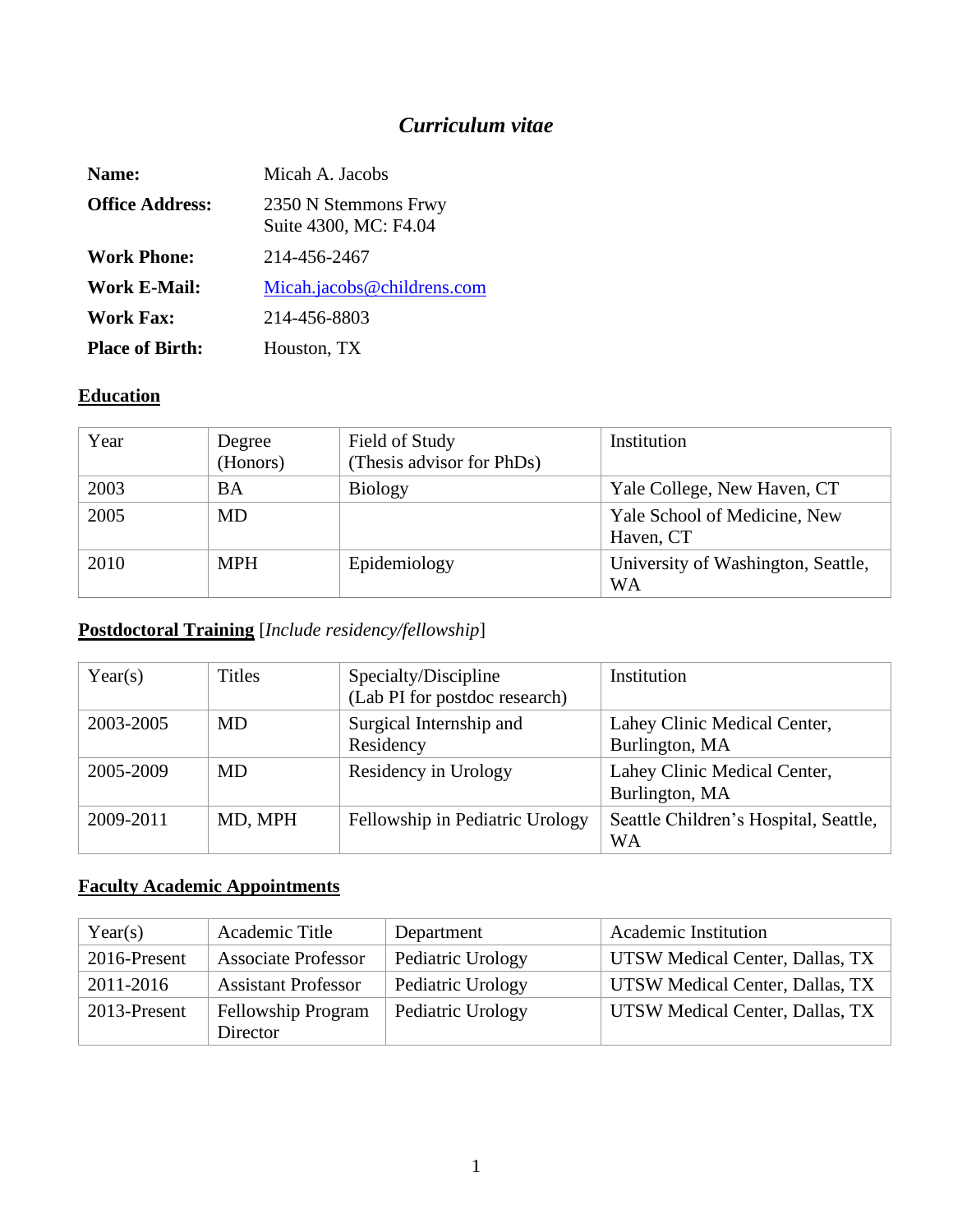# *Curriculum vitae*

| | |
|---|---|
| **Name:** | Micah A. Jacobs |
| **Office Address:** | 2350 N Stemmons Frwy<br>Suite 4300, MC: F4.04 |
| **Work Phone:** | 214-456-2467 |
| **Work E-Mail:** | Micah.jacobs@childrens.com |
| **Work Fax:** | 214-456-8803 |
| **Place of Birth:** | Houston, TX |

## Education

| Year | Degree (Honors) | Field of Study (Thesis advisor for PhDs) | Institution |
|---|---|---|---|
| 2003 | BA | Biology | Yale College, New Haven, CT |
| 2005 | MD | | Yale School of Medicine, New Haven, CT |
| 2010 | MPH | Epidemiology | University of Washington, Seattle, WA |

## Postdoctoral Training [*Include residency/fellowship*]

| Year(s) | Titles | Specialty/Discipline (Lab PI for postdoc research) | Institution |
|---|---|---|---|
| 2003-2005 | MD | Surgical Internship and Residency | Lahey Clinic Medical Center, Burlington, MA |
| 2005-2009 | MD | Residency in Urology | Lahey Clinic Medical Center, Burlington, MA |
| 2009-2011 | MD, MPH | Fellowship in Pediatric Urology | Seattle Children's Hospital, Seattle, WA |

## Faculty Academic Appointments

| Year(s) | Academic Title | Department | Academic Institution |
|---|---|---|---|
| 2016-Present | Associate Professor | Pediatric Urology | UTSW Medical Center, Dallas, TX |
| 2011-2016 | Assistant Professor | Pediatric Urology | UTSW Medical Center, Dallas, TX |
| 2013-Present | Fellowship Program Director | Pediatric Urology | UTSW Medical Center, Dallas, TX |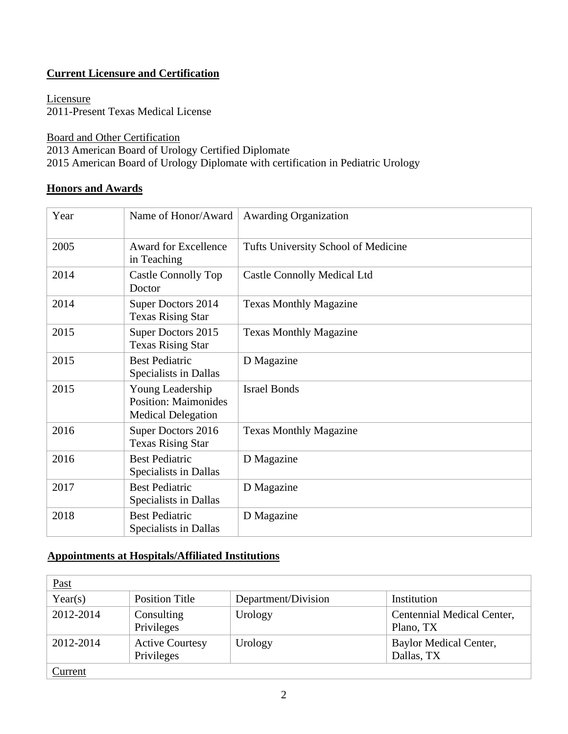## Current Licensure and Certification

Licensure
2011-Present Texas Medical License

Board and Other Certification
2013 American Board of Urology Certified Diplomate
2015 American Board of Urology Diplomate with certification in Pediatric Urology

## Honors and Awards

| Year | Name of Honor/Award | Awarding Organization |
|---|---|---|
| 2005 | Award for Excellence in Teaching | Tufts University School of Medicine |
| 2014 | Castle Connolly Top Doctor | Castle Connolly Medical Ltd |
| 2014 | Super Doctors 2014 Texas Rising Star | Texas Monthly Magazine |
| 2015 | Super Doctors 2015 Texas Rising Star | Texas Monthly Magazine |
| 2015 | Best Pediatric Specialists in Dallas | D Magazine |
| 2015 | Young Leadership Position: Maimonides Medical Delegation | Israel Bonds |
| 2016 | Super Doctors 2016 Texas Rising Star | Texas Monthly Magazine |
| 2016 | Best Pediatric Specialists in Dallas | D Magazine |
| 2017 | Best Pediatric Specialists in Dallas | D Magazine |
| 2018 | Best Pediatric Specialists in Dallas | D Magazine |

## Appointments at Hospitals/Affiliated Institutions

| Past | | | |
|---|---|---|---|
| Year(s) | Position Title | Department/Division | Institution |
| 2012-2014 | Consulting Privileges | Urology | Centennial Medical Center, Plano, TX |
| 2012-2014 | Active Courtesy Privileges | Urology | Baylor Medical Center, Dallas, TX |
| Current | | | |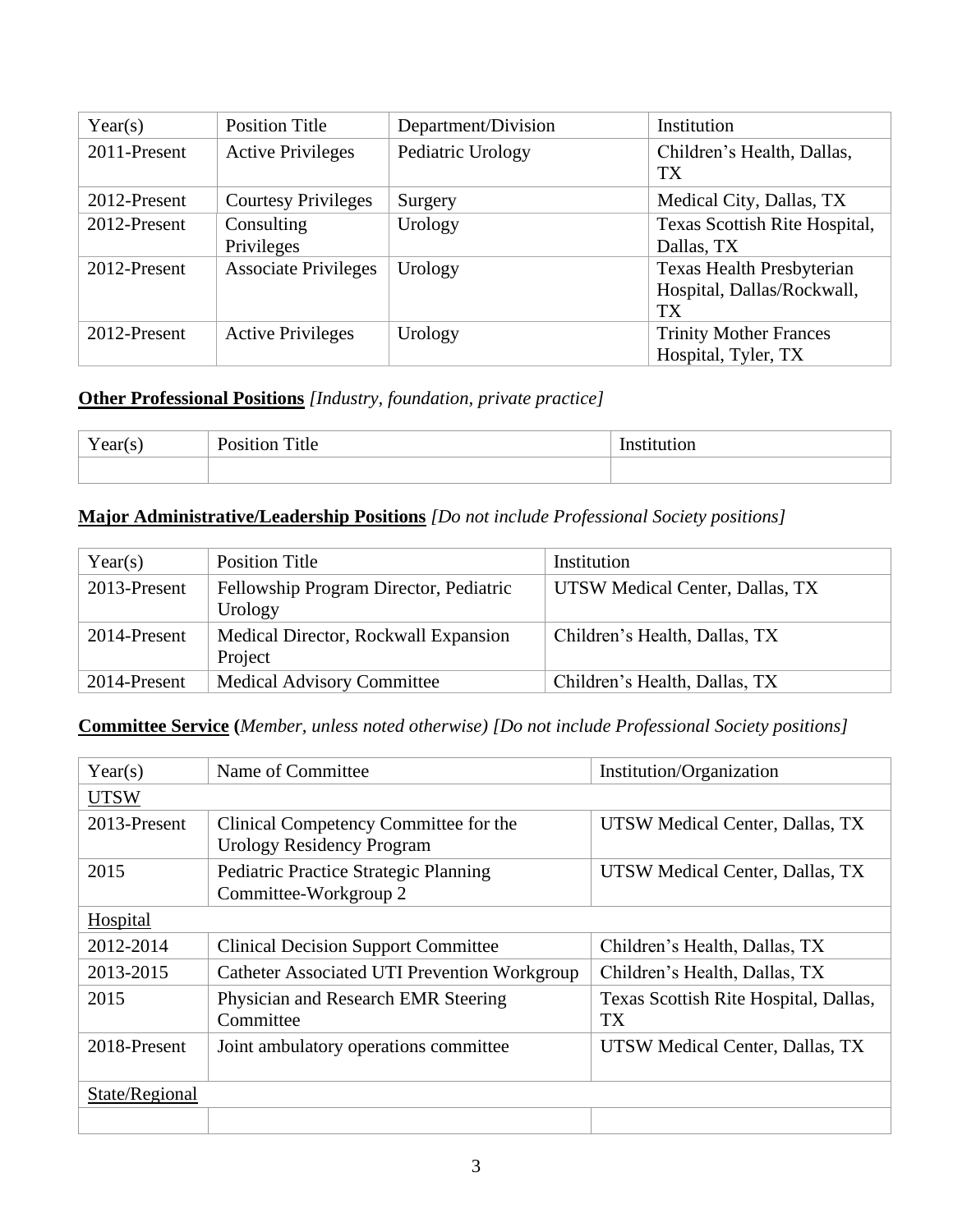| Year(s) | Position Title | Department/Division | Institution |
|---|---|---|---|
| 2011-Present | Active Privileges | Pediatric Urology | Children's Health, Dallas, TX |
| 2012-Present | Courtesy Privileges | Surgery | Medical City, Dallas, TX |
| 2012-Present | Consulting Privileges | Urology | Texas Scottish Rite Hospital, Dallas, TX |
| 2012-Present | Associate Privileges | Urology | Texas Health Presbyterian Hospital, Dallas/Rockwall, TX |
| 2012-Present | Active Privileges | Urology | Trinity Mother Frances Hospital, Tyler, TX |

**Other Professional Positions** *[Industry, foundation, private practice]*

| Year(s) | Position Title | Institution |
|---|---|---|
| | | |

**Major Administrative/Leadership Positions** *[Do not include Professional Society positions]*

| Year(s) | Position Title | Institution |
|---|---|---|
| 2013-Present | Fellowship Program Director, Pediatric Urology | UTSW Medical Center, Dallas, TX |
| 2014-Present | Medical Director, Rockwall Expansion Project | Children's Health, Dallas, TX |
| 2014-Present | Medical Advisory Committee | Children's Health, Dallas, TX |

**Committee Service** (*Member, unless noted otherwise) [Do not include Professional Society positions]*

| Year(s) | Name of Committee | Institution/Organization |
|---|---|---|
| UTSW | | |
| 2013-Present | Clinical Competency Committee for the Urology Residency Program | UTSW Medical Center, Dallas, TX |
| 2015 | Pediatric Practice Strategic Planning Committee-Workgroup 2 | UTSW Medical Center, Dallas, TX |
| Hospital | | |
| 2012-2014 | Clinical Decision Support Committee | Children's Health, Dallas, TX |
| 2013-2015 | Catheter Associated UTI Prevention Workgroup | Children's Health, Dallas, TX |
| 2015 | Physician and Research EMR Steering Committee | Texas Scottish Rite Hospital, Dallas, TX |
| 2018-Present | Joint ambulatory operations committee | UTSW Medical Center, Dallas, TX |
| State/Regional | | |
| | | |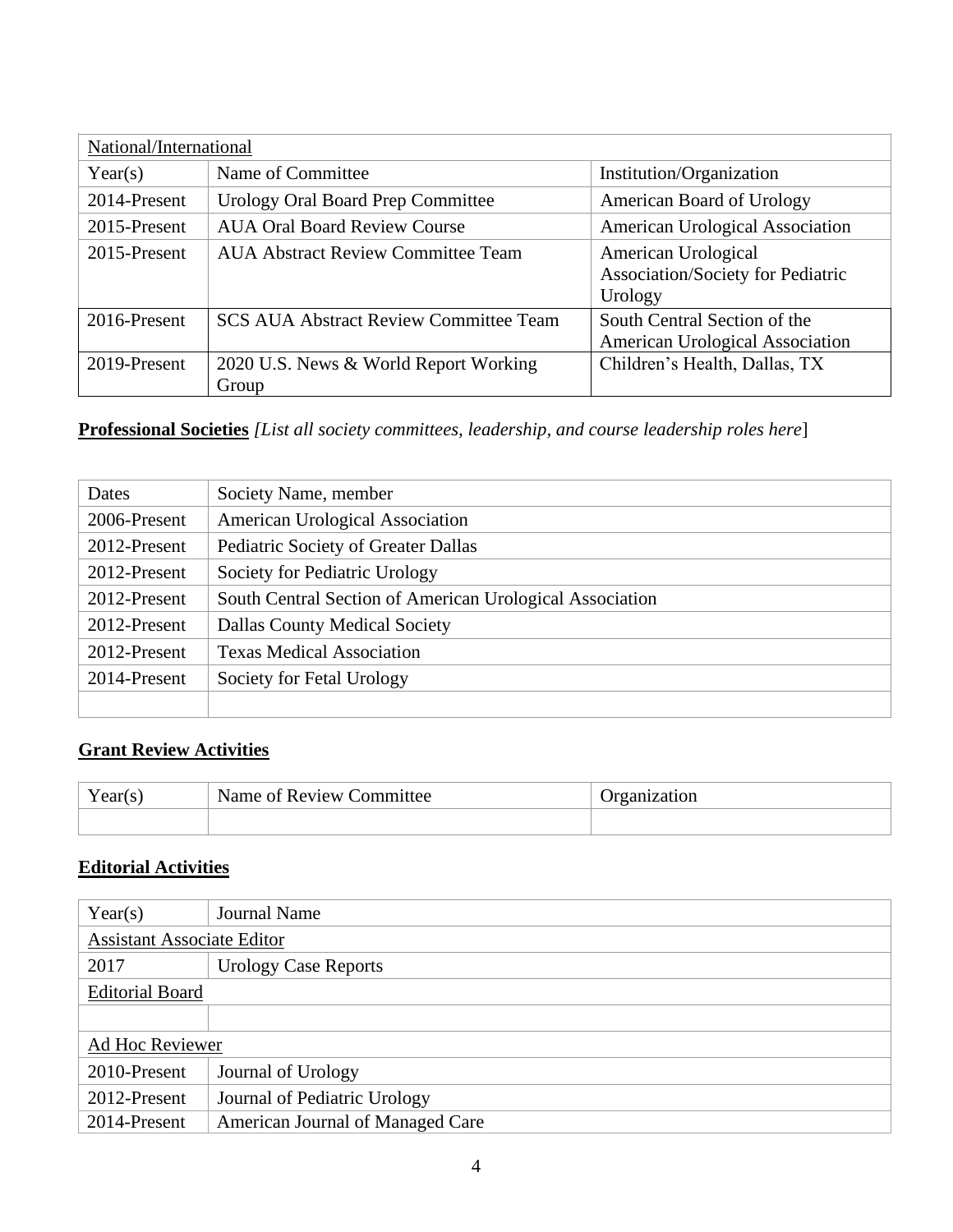| National/International | | |
|---|---|---|
| Year(s) | Name of Committee | Institution/Organization |
| 2014-Present | Urology Oral Board Prep Committee | American Board of Urology |
| 2015-Present | AUA Oral Board Review Course | American Urological Association |
| 2015-Present | AUA Abstract Review Committee Team | American Urological Association/Society for Pediatric Urology |
| 2016-Present | SCS AUA Abstract Review Committee Team | South Central Section of the American Urological Association |
| 2019-Present | 2020 U.S. News & World Report Working Group | Children's Health, Dallas, TX |

**Professional Societies** *[List all society committees, leadership, and course leadership roles here*]

| Dates | Society Name, member |
|---|---|
| 2006-Present | American Urological Association |
| 2012-Present | Pediatric Society of Greater Dallas |
| 2012-Present | Society for Pediatric Urology |
| 2012-Present | South Central Section of American Urological Association |
| 2012-Present | Dallas County Medical Society |
| 2012-Present | Texas Medical Association |
| 2014-Present | Society for Fetal Urology |
| | |

**Grant Review Activities**

| Year(s) | Name of Review Committee | Organization |
|---|---|---|
| | | |

**Editorial Activities**

| Year(s) | Journal Name |
|---|---|
| Assistant Associate Editor | |
| 2017 | Urology Case Reports |
| Editorial Board | |
| | |
| Ad Hoc Reviewer | |
| 2010-Present | Journal of Urology |
| 2012-Present | Journal of Pediatric Urology |
| 2014-Present | American Journal of Managed Care |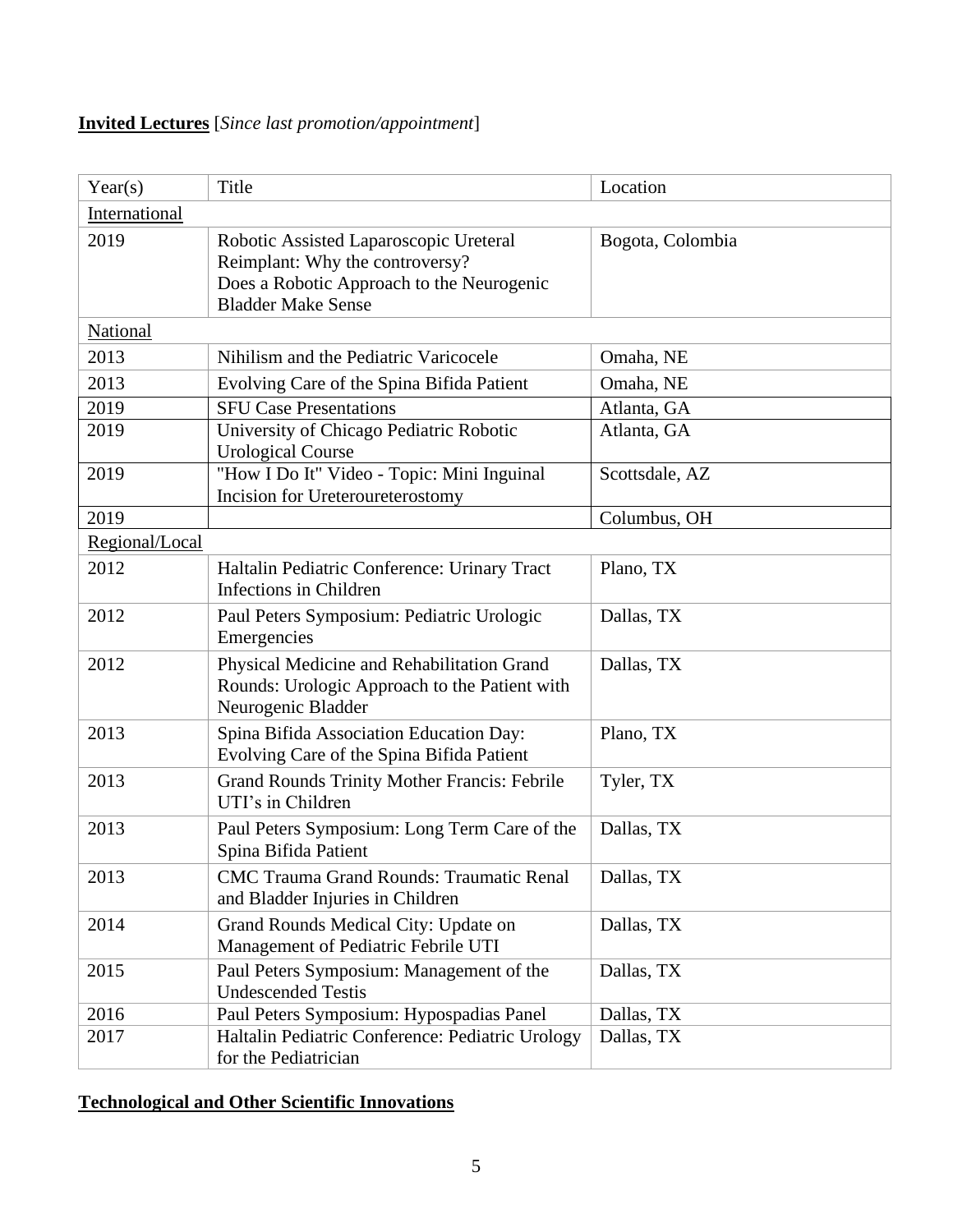**Invited Lectures** [*Since last promotion/appointment*]

| Year(s) | Title | Location |
|---|---|---|
| International | | |
| 2019 | Robotic Assisted Laparoscopic Ureteral Reimplant: Why the controversy? Does a Robotic Approach to the Neurogenic Bladder Make Sense | Bogota, Colombia |
| National | | |
| 2013 | Nihilism and the Pediatric Varicocele | Omaha, NE |
| 2013 | Evolving Care of the Spina Bifida Patient | Omaha, NE |
| 2019 | SFU Case Presentations | Atlanta, GA |
| 2019 | University of Chicago Pediatric Robotic Urological Course | Atlanta, GA |
| 2019 | "How I Do It" Video - Topic: Mini Inguinal Incision for Ureteroureterostomy | Scottsdale, AZ |
| 2019 | | Columbus, OH |
| Regional/Local | | |
| 2012 | Haltalin Pediatric Conference: Urinary Tract Infections in Children | Plano, TX |
| 2012 | Paul Peters Symposium: Pediatric Urologic Emergencies | Dallas, TX |
| 2012 | Physical Medicine and Rehabilitation Grand Rounds: Urologic Approach to the Patient with Neurogenic Bladder | Dallas, TX |
| 2013 | Spina Bifida Association Education Day: Evolving Care of the Spina Bifida Patient | Plano, TX |
| 2013 | Grand Rounds Trinity Mother Francis: Febrile UTI's in Children | Tyler, TX |
| 2013 | Paul Peters Symposium: Long Term Care of the Spina Bifida Patient | Dallas, TX |
| 2013 | CMC Trauma Grand Rounds: Traumatic Renal and Bladder Injuries in Children | Dallas, TX |
| 2014 | Grand Rounds Medical City: Update on Management of Pediatric Febrile UTI | Dallas, TX |
| 2015 | Paul Peters Symposium: Management of the Undescended Testis | Dallas, TX |
| 2016 | Paul Peters Symposium: Hypospadias Panel | Dallas, TX |
| 2017 | Haltalin Pediatric Conference: Pediatric Urology for the Pediatrician | Dallas, TX |

**Technological and Other Scientific Innovations**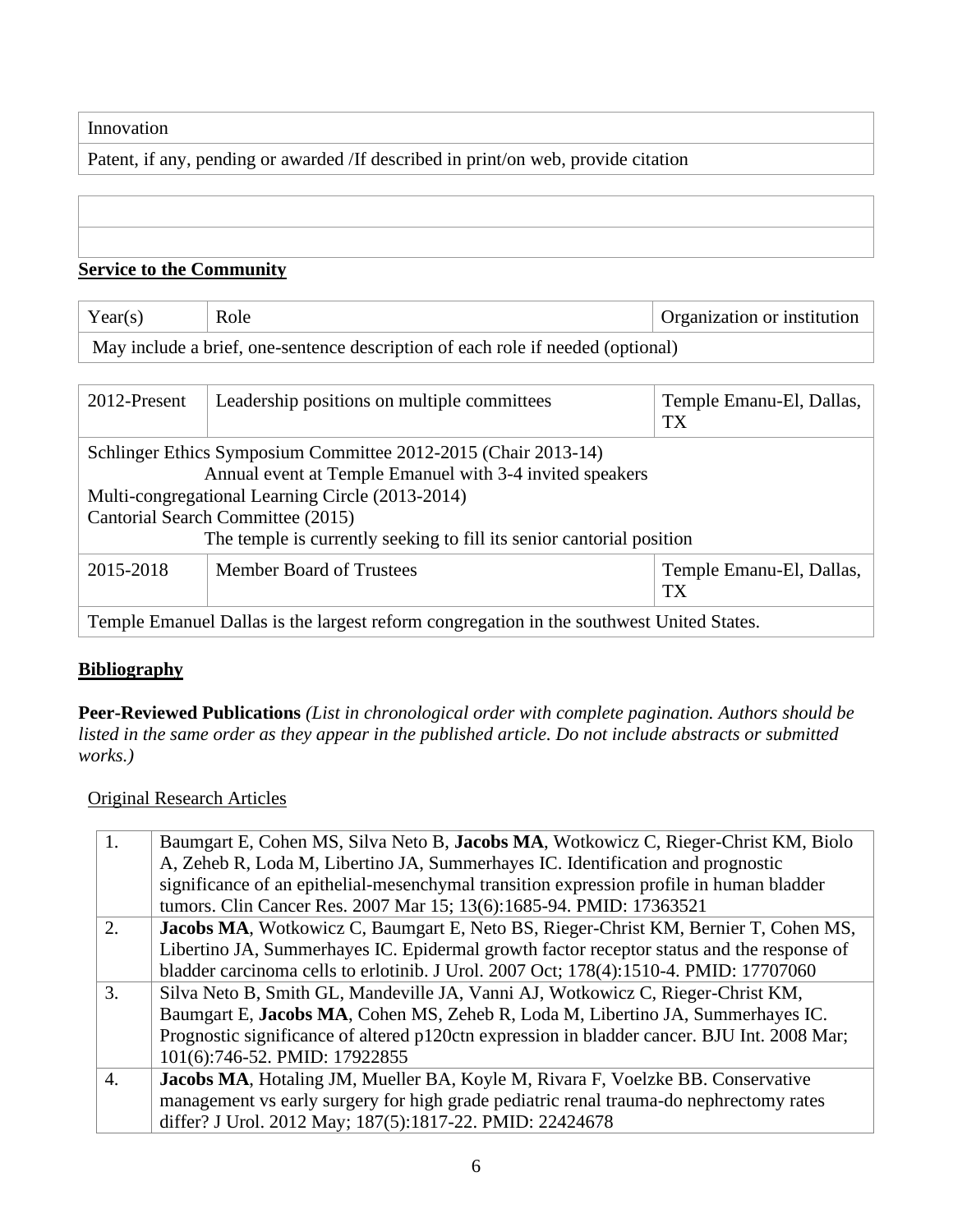| |
|---|
| Innovation |
| Patent, if any, pending or awarded /If described in print/on web, provide citation |

| |
|---|
| |
| |

## Service to the Community

| Year(s) | Role | Organization or institution |
|---|---|---|
| May include a brief, one-sentence description of each role if needed (optional) | | |

| | | |
|---|---|---|
| 2012-Present | Leadership positions on multiple committees | Temple Emanu-El, Dallas, TX |
| Schlinger Ethics Symposium Committee 2012-2015 (Chair 2013-14)<br>Annual event at Temple Emanuel with 3-4 invited speakers<br>Multi-congregational Learning Circle (2013-2014)<br>Cantorial Search Committee (2015)<br>The temple is currently seeking to fill its senior cantorial position | | |
| 2015-2018 | Member Board of Trustees | Temple Emanu-El, Dallas, TX |
| Temple Emanuel Dallas is the largest reform congregation in the southwest United States. | | |

## Bibliography

**Peer-Reviewed Publications** *(List in chronological order with complete pagination. Authors should be listed in the same order as they appear in the published article. Do not include abstracts or submitted works.)*

Original Research Articles

| | |
|---|---|
| 1. | Baumgart E, Cohen MS, Silva Neto B, **Jacobs MA**, Wotkowicz C, Rieger-Christ KM, Biolo A, Zeheb R, Loda M, Libertino JA, Summerhayes IC. Identification and prognostic significance of an epithelial-mesenchymal transition expression profile in human bladder tumors. Clin Cancer Res. 2007 Mar 15; 13(6):1685-94. PMID: 17363521 |
| 2. | **Jacobs MA**, Wotkowicz C, Baumgart E, Neto BS, Rieger-Christ KM, Bernier T, Cohen MS, Libertino JA, Summerhayes IC. Epidermal growth factor receptor status and the response of bladder carcinoma cells to erlotinib. J Urol. 2007 Oct; 178(4):1510-4. PMID: 17707060 |
| 3. | Silva Neto B, Smith GL, Mandeville JA, Vanni AJ, Wotkowicz C, Rieger-Christ KM, Baumgart E, **Jacobs MA**, Cohen MS, Zeheb R, Loda M, Libertino JA, Summerhayes IC. Prognostic significance of altered p120ctn expression in bladder cancer. BJU Int. 2008 Mar; 101(6):746-52. PMID: 17922855 |
| 4. | **Jacobs MA**, Hotaling JM, Mueller BA, Koyle M, Rivara F, Voelzke BB. Conservative management vs early surgery for high grade pediatric renal trauma-do nephrectomy rates differ? J Urol. 2012 May; 187(5):1817-22. PMID: 22424678 |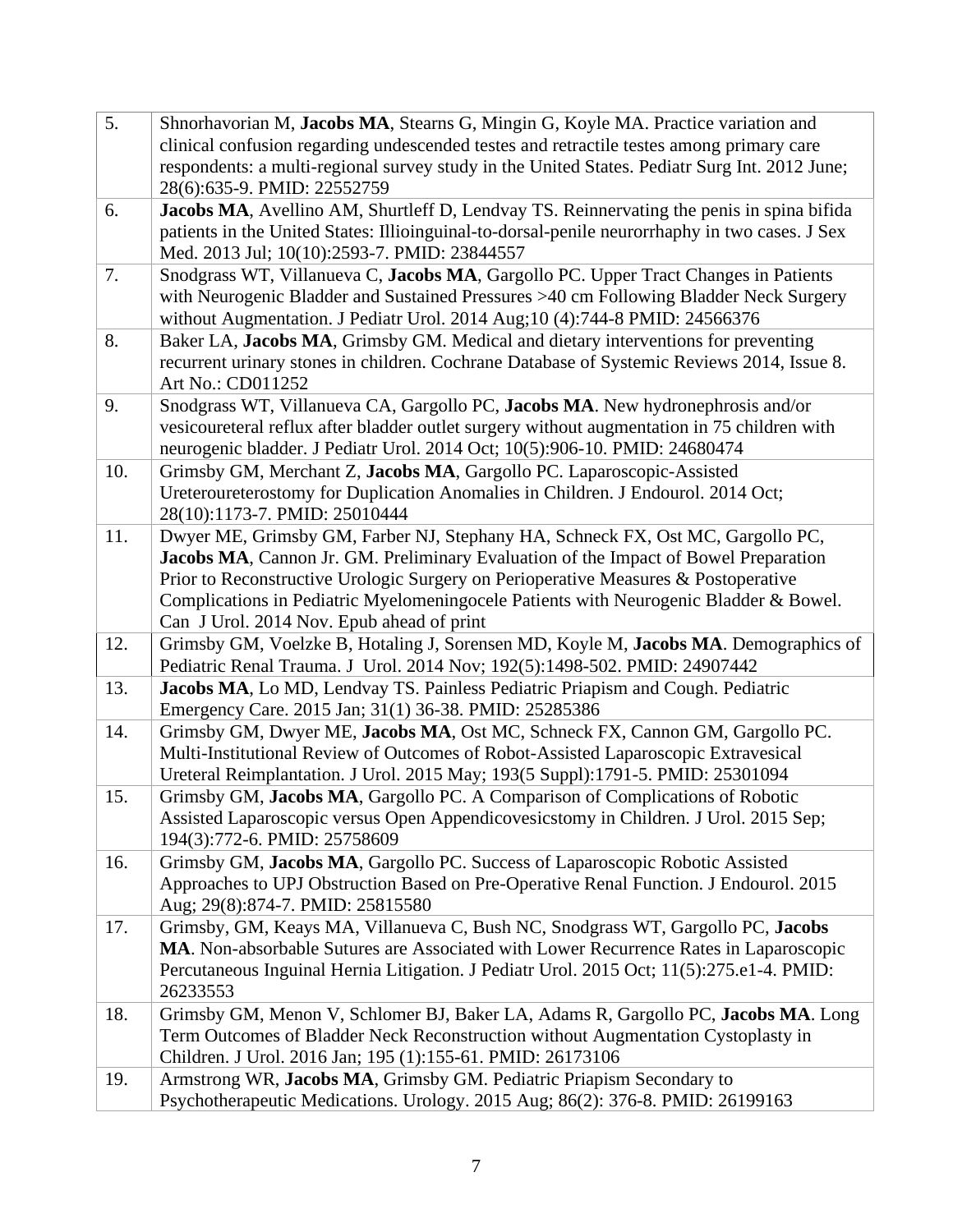| | |
|---|---|
| 5. | Shnorhavorian M, **Jacobs MA**, Stearns G, Mingin G, Koyle MA. Practice variation and clinical confusion regarding undescended testes and retractile testes among primary care respondents: a multi-regional survey study in the United States. Pediatr Surg Int. 2012 June; 28(6):635-9. PMID: 22552759 |
| 6. | **Jacobs MA**, Avellino AM, Shurtleff D, Lendvay TS. Reinnervating the penis in spina bifida patients in the United States: Illioinguinal-to-dorsal-penile neurorrhaphy in two cases. J Sex Med. 2013 Jul; 10(10):2593-7. PMID: 23844557 |
| 7. | Snodgrass WT, Villanueva C, **Jacobs MA**, Gargollo PC. Upper Tract Changes in Patients with Neurogenic Bladder and Sustained Pressures >40 cm Following Bladder Neck Surgery without Augmentation. J Pediatr Urol. 2014 Aug;10 (4):744-8 PMID: 24566376 |
| 8. | Baker LA, **Jacobs MA**, Grimsby GM. Medical and dietary interventions for preventing recurrent urinary stones in children. Cochrane Database of Systemic Reviews 2014, Issue 8. Art No.: CD011252 |
| 9. | Snodgrass WT, Villanueva CA, Gargollo PC, **Jacobs MA**. New hydronephrosis and/or vesicoureteral reflux after bladder outlet surgery without augmentation in 75 children with neurogenic bladder. J Pediatr Urol. 2014 Oct; 10(5):906-10. PMID: 24680474 |
| 10. | Grimsby GM, Merchant Z, **Jacobs MA**, Gargollo PC. Laparoscopic-Assisted Ureteroureterostomy for Duplication Anomalies in Children. J Endourol. 2014 Oct; 28(10):1173-7. PMID: 25010444 |
| 11. | Dwyer ME, Grimsby GM, Farber NJ, Stephany HA, Schneck FX, Ost MC, Gargollo PC, **Jacobs MA**, Cannon Jr. GM. Preliminary Evaluation of the Impact of Bowel Preparation Prior to Reconstructive Urologic Surgery on Perioperative Measures & Postoperative Complications in Pediatric Myelomeningocele Patients with Neurogenic Bladder & Bowel. Can J Urol. 2014 Nov. Epub ahead of print |
| 12. | Grimsby GM, Voelzke B, Hotaling J, Sorensen MD, Koyle M, **Jacobs MA**. Demographics of Pediatric Renal Trauma. J Urol. 2014 Nov; 192(5):1498-502. PMID: 24907442 |
| 13. | **Jacobs MA**, Lo MD, Lendvay TS. Painless Pediatric Priapism and Cough. Pediatric Emergency Care. 2015 Jan; 31(1) 36-38. PMID: 25285386 |
| 14. | Grimsby GM, Dwyer ME, **Jacobs MA**, Ost MC, Schneck FX, Cannon GM, Gargollo PC. Multi-Institutional Review of Outcomes of Robot-Assisted Laparoscopic Extravesical Ureteral Reimplantation. J Urol. 2015 May; 193(5 Suppl):1791-5. PMID: 25301094 |
| 15. | Grimsby GM, **Jacobs MA**, Gargollo PC. A Comparison of Complications of Robotic Assisted Laparoscopic versus Open Appendicovesicstomy in Children. J Urol. 2015 Sep; 194(3):772-6. PMID: 25758609 |
| 16. | Grimsby GM, **Jacobs MA**, Gargollo PC. Success of Laparoscopic Robotic Assisted Approaches to UPJ Obstruction Based on Pre-Operative Renal Function. J Endourol. 2015 Aug; 29(8):874-7. PMID: 25815580 |
| 17. | Grimsby, GM, Keays MA, Villanueva C, Bush NC, Snodgrass WT, Gargollo PC, **Jacobs MA**. Non-absorbable Sutures are Associated with Lower Recurrence Rates in Laparoscopic Percutaneous Inguinal Hernia Litigation. J Pediatr Urol. 2015 Oct; 11(5):275.e1-4. PMID: 26233553 |
| 18. | Grimsby GM, Menon V, Schlomer BJ, Baker LA, Adams R, Gargollo PC, **Jacobs MA**. Long Term Outcomes of Bladder Neck Reconstruction without Augmentation Cystoplasty in Children. J Urol. 2016 Jan; 195 (1):155-61. PMID: 26173106 |
| 19. | Armstrong WR, **Jacobs MA**, Grimsby GM. Pediatric Priapism Secondary to Psychotherapeutic Medications. Urology. 2015 Aug; 86(2): 376-8. PMID: 26199163 |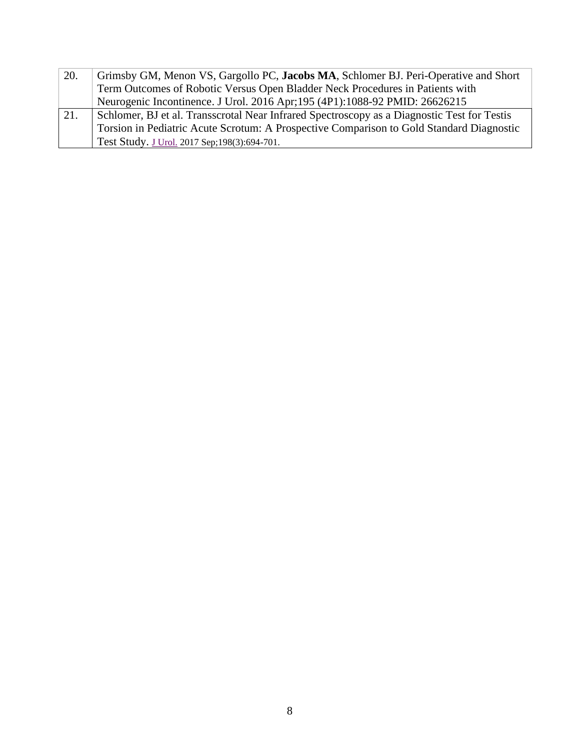| | |
|---|---|
| 20. | Grimsby GM, Menon VS, Gargollo PC, **Jacobs MA**, Schlomer BJ. Peri-Operative and Short Term Outcomes of Robotic Versus Open Bladder Neck Procedures in Patients with Neurogenic Incontinence. J Urol. 2016 Apr;195 (4P1):1088-92 PMID: 26626215 |
| 21. | Schlomer, BJ et al. Transscrotal Near Infrared Spectroscopy as a Diagnostic Test for Testis Torsion in Pediatric Acute Scrotum: A Prospective Comparison to Gold Standard Diagnostic Test Study. J Urol. 2017 Sep;198(3):694-701. |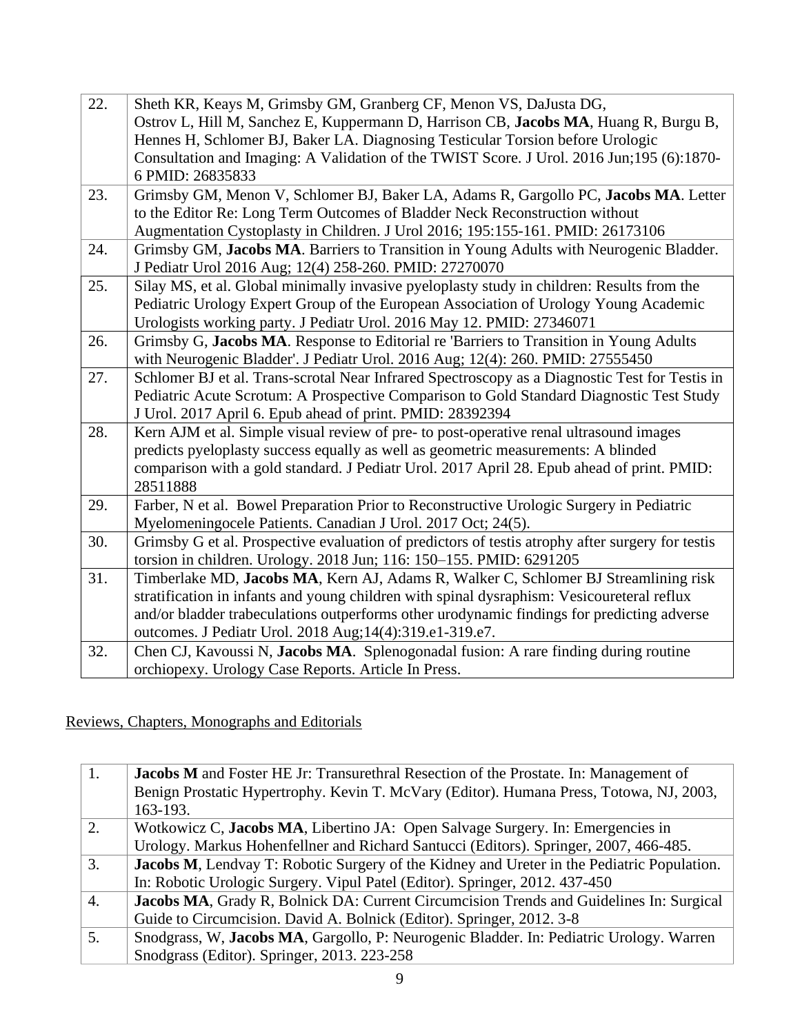| | |
|---|---|
| 22. | Sheth KR, Keays M, Grimsby GM, Granberg CF, Menon VS, DaJusta DG, Ostrov L, Hill M, Sanchez E, Kuppermann D, Harrison CB, **Jacobs MA**, Huang R, Burgu B, Hennes H, Schlomer BJ, Baker LA. Diagnosing Testicular Torsion before Urologic Consultation and Imaging: A Validation of the TWIST Score. J Urol. 2016 Jun;195 (6):1870-6 PMID: 26835833 |
| 23. | Grimsby GM, Menon V, Schlomer BJ, Baker LA, Adams R, Gargollo PC, **Jacobs MA**. Letter to the Editor Re: Long Term Outcomes of Bladder Neck Reconstruction without Augmentation Cystoplasty in Children. J Urol 2016; 195:155-161. PMID: 26173106 |
| 24. | Grimsby GM, **Jacobs MA**. Barriers to Transition in Young Adults with Neurogenic Bladder. J Pediatr Urol 2016 Aug; 12(4) 258-260. PMID: 27270070 |
| 25. | Silay MS, et al. Global minimally invasive pyeloplasty study in children: Results from the Pediatric Urology Expert Group of the European Association of Urology Young Academic Urologists working party. J Pediatr Urol. 2016 May 12. PMID: 27346071 |
| 26. | Grimsby G, **Jacobs MA**. Response to Editorial re 'Barriers to Transition in Young Adults with Neurogenic Bladder'. J Pediatr Urol. 2016 Aug; 12(4): 260. PMID: 27555450 |
| 27. | Schlomer BJ et al. Trans-scrotal Near Infrared Spectroscopy as a Diagnostic Test for Testis in Pediatric Acute Scrotum: A Prospective Comparison to Gold Standard Diagnostic Test Study J Urol. 2017 April 6. Epub ahead of print. PMID: 28392394 |
| 28. | Kern AJM et al. Simple visual review of pre- to post-operative renal ultrasound images predicts pyeloplasty success equally as well as geometric measurements: A blinded comparison with a gold standard. J Pediatr Urol. 2017 April 28. Epub ahead of print. PMID: 28511888 |
| 29. | Farber, N et al. Bowel Preparation Prior to Reconstructive Urologic Surgery in Pediatric Myelomeningocele Patients. Canadian J Urol. 2017 Oct; 24(5). |
| 30. | Grimsby G et al. Prospective evaluation of predictors of testis atrophy after surgery for testis torsion in children. Urology. 2018 Jun; 116: 150–155. PMID: 6291205 |
| 31. | Timberlake MD, **Jacobs MA**, Kern AJ, Adams R, Walker C, Schlomer BJ Streamlining risk stratification in infants and young children with spinal dysraphism: Vesicoureteral reflux and/or bladder trabeculations outperforms other urodynamic findings for predicting adverse outcomes. J Pediatr Urol. 2018 Aug;14(4):319.e1-319.e7. |
| 32. | Chen CJ, Kavoussi N, **Jacobs MA**. Splenogonadal fusion: A rare finding during routine orchiopexy. Urology Case Reports. Article In Press. |

Reviews, Chapters, Monographs and Editorials

| | |
|---|---|
| 1. | **Jacobs M** and Foster HE Jr: Transurethral Resection of the Prostate. In: Management of Benign Prostatic Hypertrophy. Kevin T. McVary (Editor). Humana Press, Totowa, NJ, 2003, 163-193. |
| 2. | Wotkowicz C, **Jacobs MA**, Libertino JA: Open Salvage Surgery. In: Emergencies in Urology. Markus Hohenfellner and Richard Santucci (Editors). Springer, 2007, 466-485. |
| 3. | **Jacobs M**, Lendvay T: Robotic Surgery of the Kidney and Ureter in the Pediatric Population. In: Robotic Urologic Surgery. Vipul Patel (Editor). Springer, 2012. 437-450 |
| 4. | **Jacobs MA**, Grady R, Bolnick DA: Current Circumcision Trends and Guidelines In: Surgical Guide to Circumcision. David A. Bolnick (Editor). Springer, 2012. 3-8 |
| 5. | Snodgrass, W, **Jacobs MA**, Gargollo, P: Neurogenic Bladder. In: Pediatric Urology. Warren Snodgrass (Editor). Springer, 2013. 223-258 |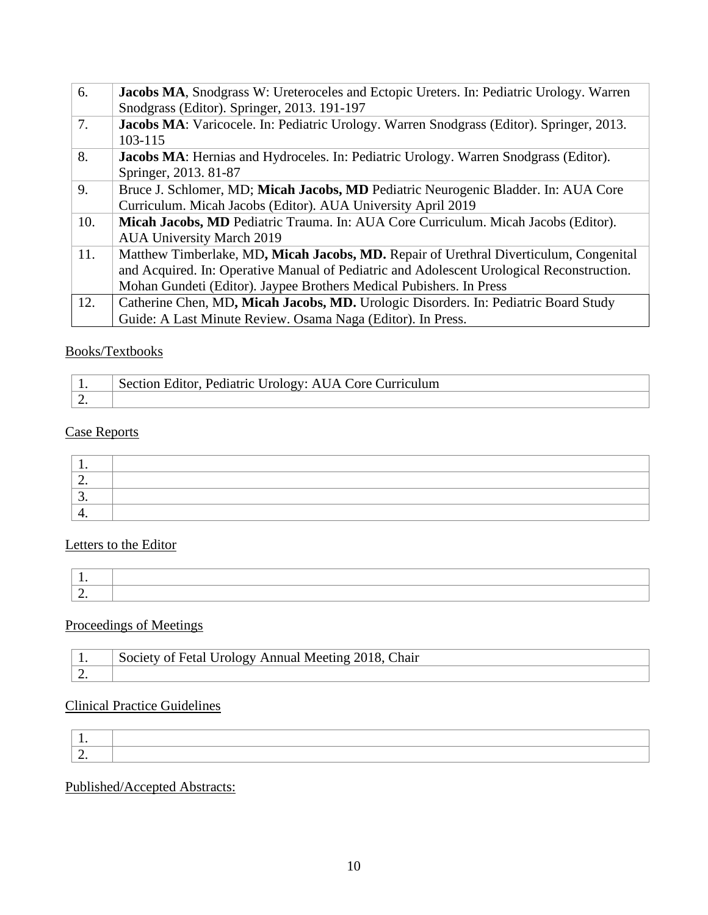| | |
|---|---|
| 6. | **Jacobs MA**, Snodgrass W: Ureteroceles and Ectopic Ureters. In: Pediatric Urology. Warren Snodgrass (Editor). Springer, 2013. 191-197 |
| 7. | **Jacobs MA**: Varicocele. In: Pediatric Urology. Warren Snodgrass (Editor). Springer, 2013. 103-115 |
| 8. | **Jacobs MA**: Hernias and Hydroceles. In: Pediatric Urology. Warren Snodgrass (Editor). Springer, 2013. 81-87 |
| 9. | Bruce J. Schlomer, MD; **Micah Jacobs, MD** Pediatric Neurogenic Bladder. In: AUA Core Curriculum. Micah Jacobs (Editor). AUA University April 2019 |
| 10. | **Micah Jacobs, MD** Pediatric Trauma. In: AUA Core Curriculum. Micah Jacobs (Editor). AUA University March 2019 |
| 11. | Matthew Timberlake, MD**, Micah Jacobs, MD.** Repair of Urethral Diverticulum, Congenital and Acquired. In: Operative Manual of Pediatric and Adolescent Urological Reconstruction. Mohan Gundeti (Editor). Jaypee Brothers Medical Pubishers. In Press |
| 12. | Catherine Chen, MD**, Micah Jacobs, MD.** Urologic Disorders. In: Pediatric Board Study Guide: A Last Minute Review. Osama Naga (Editor). In Press. |

Books/Textbooks

| | |
|---|---|
| 1. | Section Editor, Pediatric Urology: AUA Core Curriculum |
| 2. | |

Case Reports

| | |
|---|---|
| 1. | |
| 2. | |
| 3. | |
| 4. | |

Letters to the Editor

| | |
|---|---|
| 1. | |
| 2. | |

Proceedings of Meetings

| | |
|---|---|
| 1. | Society of Fetal Urology Annual Meeting 2018, Chair |
| 2. | |

Clinical Practice Guidelines

| | |
|---|---|
| 1. | |
| 2. | |

Published/Accepted Abstracts: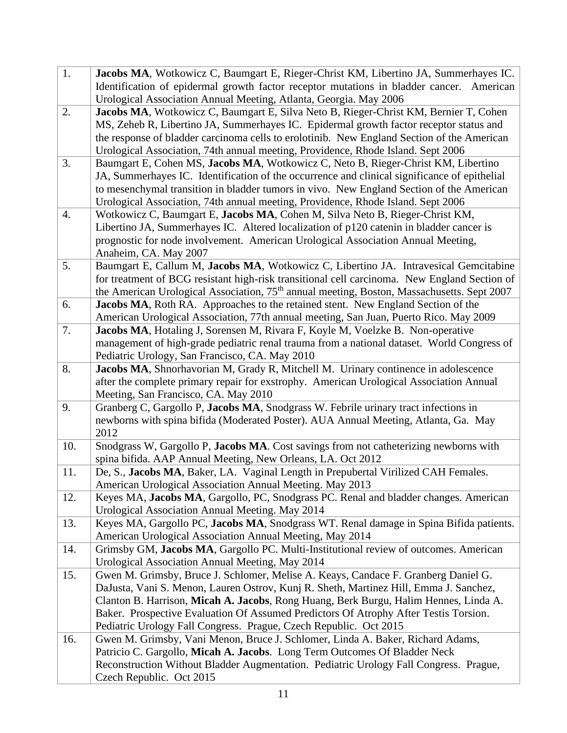| | |
|---|---|
| 1. | **Jacobs MA**, Wotkowicz C, Baumgart E, Rieger-Christ KM, Libertino JA, Summerhayes IC. Identification of epidermal growth factor receptor mutations in bladder cancer. American Urological Association Annual Meeting, Atlanta, Georgia. May 2006 |
| 2. | **Jacobs MA**, Wotkowicz C, Baumgart E, Silva Neto B, Rieger-Christ KM, Bernier T, Cohen MS, Zeheb R, Libertino JA, Summerhayes IC. Epidermal growth factor receptor status and the response of bladder carcinoma cells to erolotinib. New England Section of the American Urological Association, 74th annual meeting, Providence, Rhode Island. Sept 2006 |
| 3. | Baumgart E, Cohen MS, **Jacobs MA**, Wotkowicz C, Neto B, Rieger-Christ KM, Libertino JA, Summerhayes IC. Identification of the occurrence and clinical significance of epithelial to mesenchymal transition in bladder tumors in vivo. New England Section of the American Urological Association, 74th annual meeting, Providence, Rhode Island. Sept 2006 |
| 4. | Wotkowicz C, Baumgart E, **Jacobs MA**, Cohen M, Silva Neto B, Rieger-Christ KM, Libertino JA, Summerhayes IC. Altered localization of p120 catenin in bladder cancer is prognostic for node involvement. American Urological Association Annual Meeting, Anaheim, CA. May 2007 |
| 5. | Baumgart E, Callum M, **Jacobs MA**, Wotkowicz C, Libertino JA. Intravesical Gemcitabine for treatment of BCG resistant high-risk transitional cell carcinoma. New England Section of the American Urological Association, 75th annual meeting, Boston, Massachusetts. Sept 2007 |
| 6. | **Jacobs MA**, Roth RA. Approaches to the retained stent. New England Section of the American Urological Association, 77th annual meeting, San Juan, Puerto Rico. May 2009 |
| 7. | **Jacobs MA**, Hotaling J, Sorensen M, Rivara F, Koyle M, Voelzke B. Non-operative management of high-grade pediatric renal trauma from a national dataset. World Congress of Pediatric Urology, San Francisco, CA. May 2010 |
| 8. | **Jacobs MA**, Shnorhavorian M, Grady R, Mitchell M. Urinary continence in adolescence after the complete primary repair for exstrophy. American Urological Association Annual Meeting, San Francisco, CA. May 2010 |
| 9. | Granberg C, Gargollo P, **Jacobs MA**, Snodgrass W. Febrile urinary tract infections in newborns with spina bifida (Moderated Poster). AUA Annual Meeting, Atlanta, Ga. May 2012 |
| 10. | Snodgrass W, Gargollo P, **Jacobs MA**. Cost savings from not catheterizing newborns with spina bifida. AAP Annual Meeting, New Orleans, LA. Oct 2012 |
| 11. | De, S., **Jacobs MA**, Baker, LA. Vaginal Length in Prepubertal Virilized CAH Females. American Urological Association Annual Meeting. May 2013 |
| 12. | Keyes MA, **Jacobs MA**, Gargollo, PC, Snodgrass PC. Renal and bladder changes. American Urological Association Annual Meeting. May 2014 |
| 13. | Keyes MA, Gargollo PC, **Jacobs MA**, Snodgrass WT. Renal damage in Spina Bifida patients. American Urological Association Annual Meeting, May 2014 |
| 14. | Grimsby GM, **Jacobs MA**, Gargollo PC. Multi-Institutional review of outcomes. American Urological Association Annual Meeting, May 2014 |
| 15. | Gwen M. Grimsby, Bruce J. Schlomer, Melise A. Keays, Candace F. Granberg Daniel G. DaJusta, Vani S. Menon, Lauren Ostrov, Kunj R. Sheth, Martinez Hill, Emma J. Sanchez, Clanton B. Harrison, **Micah A. Jacobs**, Rong Huang, Berk Burgu, Halim Hennes, Linda A. Baker. Prospective Evaluation Of Assumed Predictors Of Atrophy After Testis Torsion. Pediatric Urology Fall Congress. Prague, Czech Republic. Oct 2015 |
| 16. | Gwen M. Grimsby, Vani Menon, Bruce J. Schlomer, Linda A. Baker, Richard Adams, Patricio C. Gargollo, **Micah A. Jacobs**. Long Term Outcomes Of Bladder Neck Reconstruction Without Bladder Augmentation. Pediatric Urology Fall Congress. Prague, Czech Republic. Oct 2015 |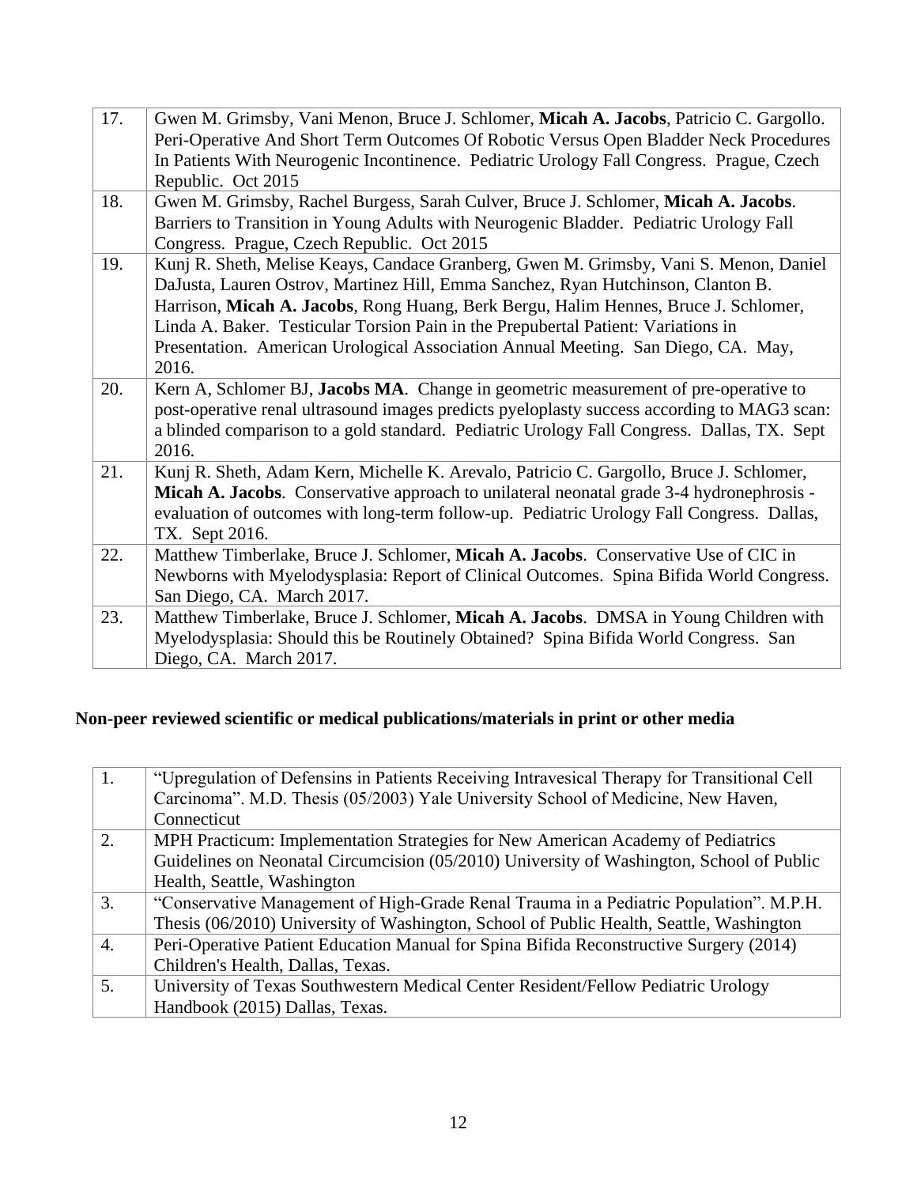| | |
|---|---|
| 17. | Gwen M. Grimsby, Vani Menon, Bruce J. Schlomer, **Micah A. Jacobs**, Patricio C. Gargollo. Peri-Operative And Short Term Outcomes Of Robotic Versus Open Bladder Neck Procedures In Patients With Neurogenic Incontinence. Pediatric Urology Fall Congress. Prague, Czech Republic. Oct 2015 |
| 18. | Gwen M. Grimsby, Rachel Burgess, Sarah Culver, Bruce J. Schlomer, **Micah A. Jacobs**. Barriers to Transition in Young Adults with Neurogenic Bladder. Pediatric Urology Fall Congress. Prague, Czech Republic. Oct 2015 |
| 19. | Kunj R. Sheth, Melise Keays, Candace Granberg, Gwen M. Grimsby, Vani S. Menon, Daniel DaJusta, Lauren Ostrov, Martinez Hill, Emma Sanchez, Ryan Hutchinson, Clanton B. Harrison, **Micah A. Jacobs**, Rong Huang, Berk Bergu, Halim Hennes, Bruce J. Schlomer, Linda A. Baker. Testicular Torsion Pain in the Prepubertal Patient: Variations in Presentation. American Urological Association Annual Meeting. San Diego, CA. May, 2016. |
| 20. | Kern A, Schlomer BJ, **Jacobs MA**. Change in geometric measurement of pre-operative to post-operative renal ultrasound images predicts pyeloplasty success according to MAG3 scan: a blinded comparison to a gold standard. Pediatric Urology Fall Congress. Dallas, TX. Sept 2016. |
| 21. | Kunj R. Sheth, Adam Kern, Michelle K. Arevalo, Patricio C. Gargollo, Bruce J. Schlomer, **Micah A. Jacobs**. Conservative approach to unilateral neonatal grade 3-4 hydronephrosis - evaluation of outcomes with long-term follow-up. Pediatric Urology Fall Congress. Dallas, TX. Sept 2016. |
| 22. | Matthew Timberlake, Bruce J. Schlomer, **Micah A. Jacobs**. Conservative Use of CIC in Newborns with Myelodysplasia: Report of Clinical Outcomes. Spina Bifida World Congress. San Diego, CA. March 2017. |
| 23. | Matthew Timberlake, Bruce J. Schlomer, **Micah A. Jacobs**. DMSA in Young Children with Myelodysplasia: Should this be Routinely Obtained? Spina Bifida World Congress. San Diego, CA. March 2017. |

**Non-peer reviewed scientific or medical publications/materials in print or other media**

| | |
|---|---|
| 1. | "Upregulation of Defensins in Patients Receiving Intravesical Therapy for Transitional Cell Carcinoma". M.D. Thesis (05/2003) Yale University School of Medicine, New Haven, Connecticut |
| 2. | MPH Practicum: Implementation Strategies for New American Academy of Pediatrics Guidelines on Neonatal Circumcision (05/2010) University of Washington, School of Public Health, Seattle, Washington |
| 3. | "Conservative Management of High-Grade Renal Trauma in a Pediatric Population". M.P.H. Thesis (06/2010) University of Washington, School of Public Health, Seattle, Washington |
| 4. | Peri-Operative Patient Education Manual for Spina Bifida Reconstructive Surgery (2014) Children's Health, Dallas, Texas. |
| 5. | University of Texas Southwestern Medical Center Resident/Fellow Pediatric Urology Handbook (2015) Dallas, Texas. |